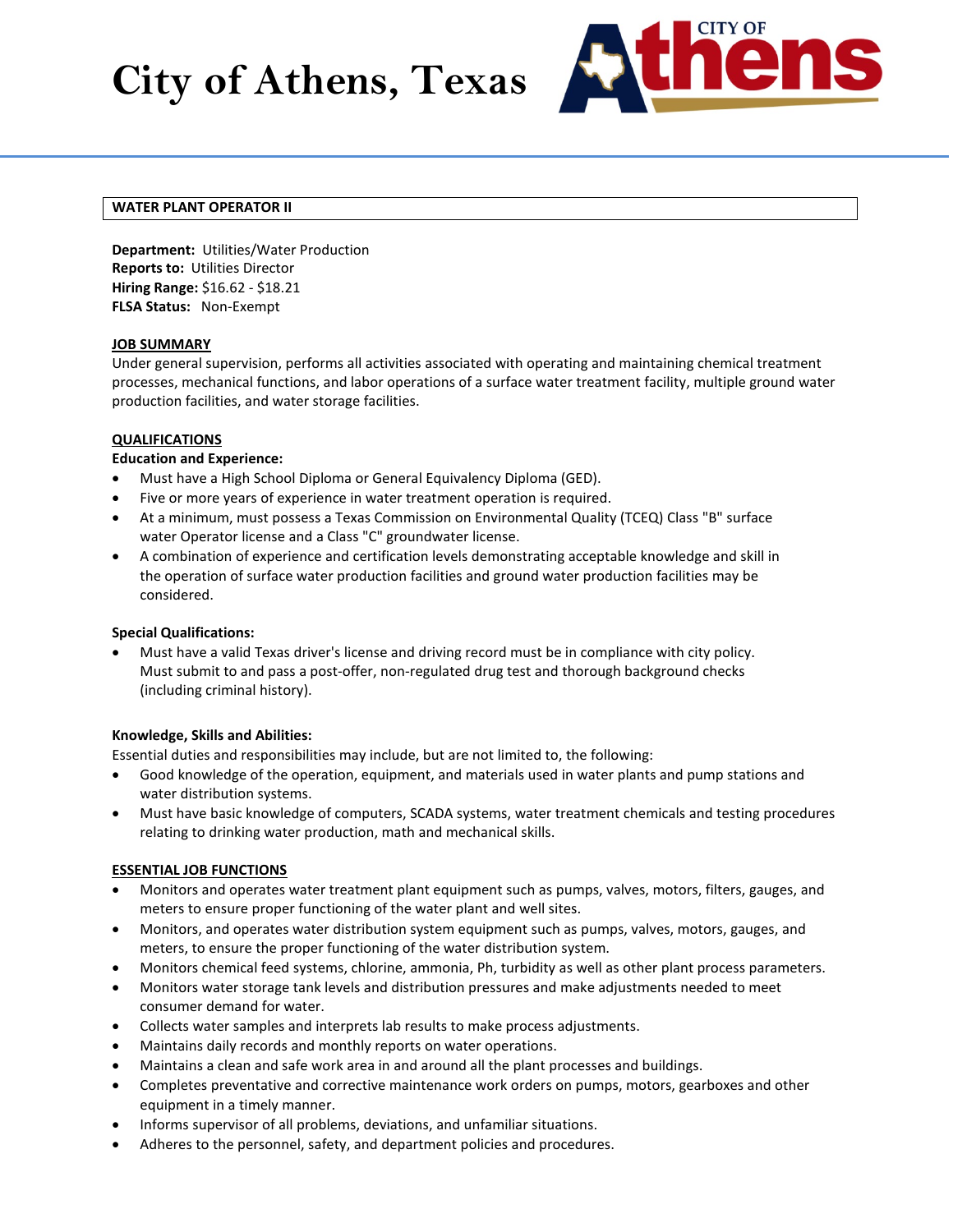# City of Athens, Texas

## WATER PLANT OPERATOR II

**Department:** Utilities/Water Production
**Reports to:** Utilities Director
**Hiring Range:** $16.62 - $18.21
**FLSA Status:** Non-Exempt

### JOB SUMMARY

Under general supervision, performs all activities associated with operating and maintaining chemical treatment processes, mechanical functions, and labor operations of a surface water treatment facility, multiple ground water production facilities, and water storage facilities.

### QUALIFICATIONS

**Education and Experience:**

- Must have a High School Diploma or General Equivalency Diploma (GED).
- Five or more years of experience in water treatment operation is required.
- At a minimum, must possess a Texas Commission on Environmental Quality (TCEQ) Class "B" surface water Operator license and a Class "C" groundwater license.
- A combination of experience and certification levels demonstrating acceptable knowledge and skill in the operation of surface water production facilities and ground water production facilities may be considered.

**Special Qualifications:**

- Must have a valid Texas driver's license and driving record must be in compliance with city policy. Must submit to and pass a post-offer, non-regulated drug test and thorough background checks (including criminal history).

**Knowledge, Skills and Abilities:**

Essential duties and responsibilities may include, but are not limited to, the following:

- Good knowledge of the operation, equipment, and materials used in water plants and pump stations and water distribution systems.
- Must have basic knowledge of computers, SCADA systems, water treatment chemicals and testing procedures relating to drinking water production, math and mechanical skills.

### ESSENTIAL JOB FUNCTIONS

- Monitors and operates water treatment plant equipment such as pumps, valves, motors, filters, gauges, and meters to ensure proper functioning of the water plant and well sites.
- Monitors, and operates water distribution system equipment such as pumps, valves, motors, gauges, and meters, to ensure the proper functioning of the water distribution system.
- Monitors chemical feed systems, chlorine, ammonia, Ph, turbidity as well as other plant process parameters.
- Monitors water storage tank levels and distribution pressures and make adjustments needed to meet consumer demand for water.
- Collects water samples and interprets lab results to make process adjustments.
- Maintains daily records and monthly reports on water operations.
- Maintains a clean and safe work area in and around all the plant processes and buildings.
- Completes preventative and corrective maintenance work orders on pumps, motors, gearboxes and other equipment in a timely manner.
- Informs supervisor of all problems, deviations, and unfamiliar situations.
- Adheres to the personnel, safety, and department policies and procedures.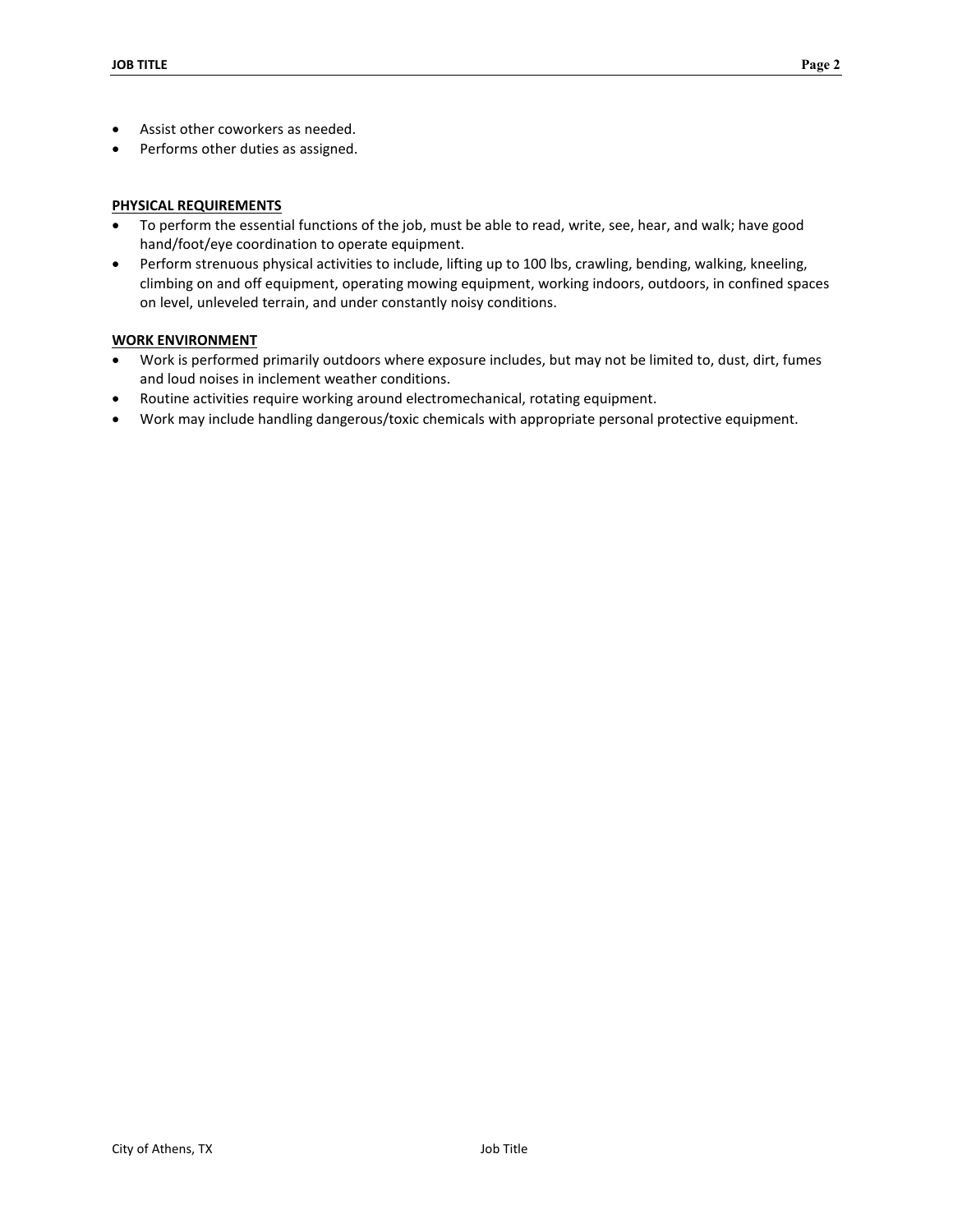- Assist other coworkers as needed.
- Performs other duties as assigned.

**PHYSICAL REQUIREMENTS**

- To perform the essential functions of the job, must be able to read, write, see, hear, and walk; have good hand/foot/eye coordination to operate equipment.
- Perform strenuous physical activities to include, lifting up to 100 lbs, crawling, bending, walking, kneeling, climbing on and off equipment, operating mowing equipment, working indoors, outdoors, in confined spaces on level, unleveled terrain, and under constantly noisy conditions.

**WORK ENVIRONMENT**

- Work is performed primarily outdoors where exposure includes, but may not be limited to, dust, dirt, fumes and loud noises in inclement weather conditions.
- Routine activities require working around electromechanical, rotating equipment.
- Work may include handling dangerous/toxic chemicals with appropriate personal protective equipment.